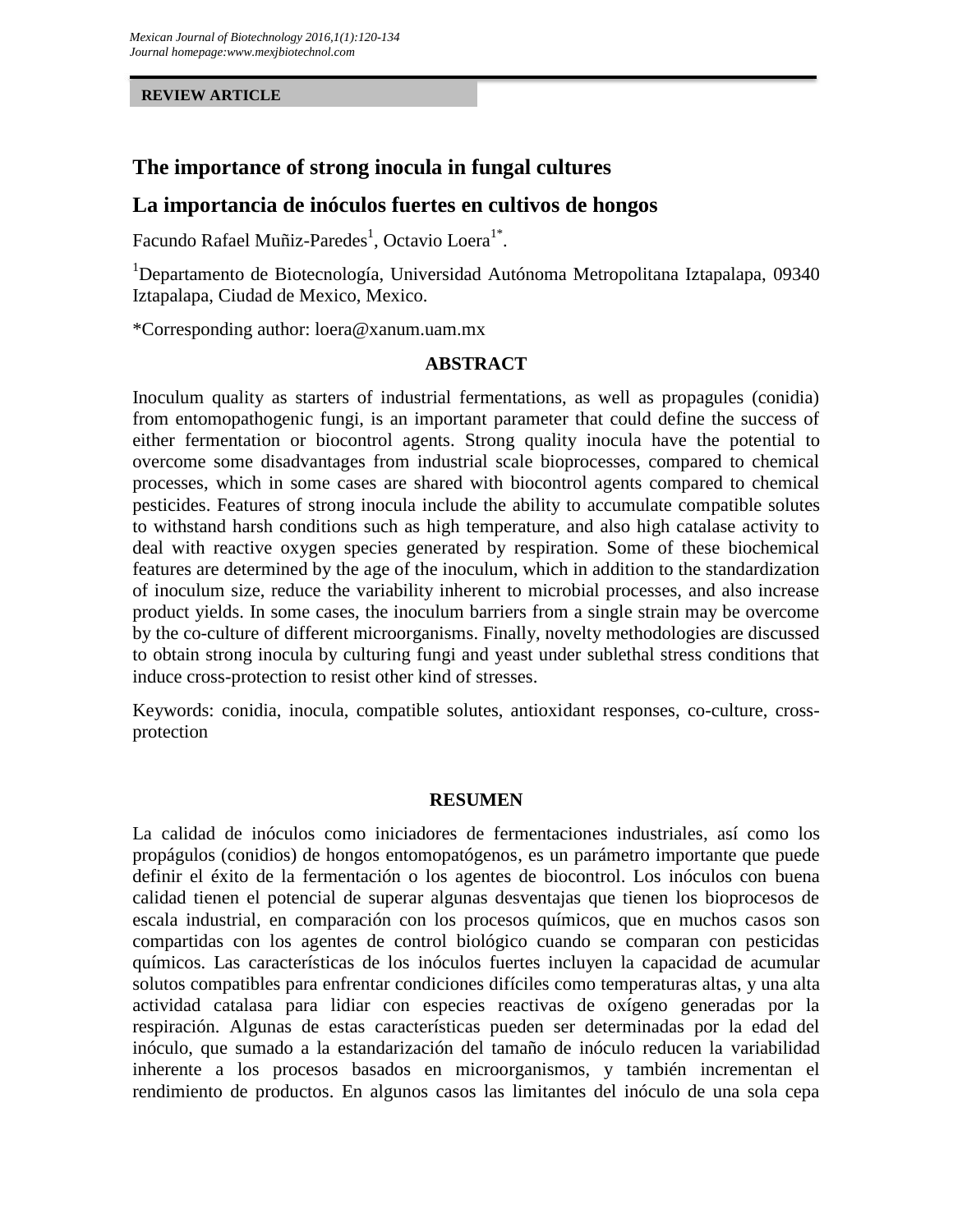**REVIEW ARTICLE**

# The importance of strong inocula in fungal cultures

# La importancia de inóculos fuertes en cultivos de hongos

Facundo Rafael Muñiz-Paredes[1], Octavio Loera[1*].

[1]Departamento de Biotecnología, Universidad Autónoma Metropolitana Iztapalapa, 09340 Iztapalapa, Ciudad de Mexico, Mexico.

*Corresponding author: loera@xanum.uam.mx

## ABSTRACT

Inoculum quality as starters of industrial fermentations, as well as propagules (conidia) from entomopathogenic fungi, is an important parameter that could define the success of either fermentation or biocontrol agents. Strong quality inocula have the potential to overcome some disadvantages from industrial scale bioprocesses, compared to chemical processes, which in some cases are shared with biocontrol agents compared to chemical pesticides. Features of strong inocula include the ability to accumulate compatible solutes to withstand harsh conditions such as high temperature, and also high catalase activity to deal with reactive oxygen species generated by respiration. Some of these biochemical features are determined by the age of the inoculum, which in addition to the standardization of inoculum size, reduce the variability inherent to microbial processes, and also increase product yields. In some cases, the inoculum barriers from a single strain may be overcome by the co-culture of different microorganisms. Finally, novelty methodologies are discussed to obtain strong inocula by culturing fungi and yeast under sublethal stress conditions that induce cross-protection to resist other kind of stresses.

Keywords: conidia, inocula, compatible solutes, antioxidant responses, co-culture, cross-protection

## RESUMEN

La calidad de inóculos como iniciadores de fermentaciones industriales, así como los propágulos (conidios) de hongos entomopatógenos, es un parámetro importante que puede definir el éxito de la fermentación o los agentes de biocontrol. Los inóculos con buena calidad tienen el potencial de superar algunas desventajas que tienen los bioprocesos de escala industrial, en comparación con los procesos químicos, que en muchos casos son compartidas con los agentes de control biológico cuando se comparan con pesticidas químicos. Las características de los inóculos fuertes incluyen la capacidad de acumular solutos compatibles para enfrentar condiciones difíciles como temperaturas altas, y una alta actividad catalasa para lidiar con especies reactivas de oxígeno generadas por la respiración. Algunas de estas características pueden ser determinadas por la edad del inóculo, que sumado a la estandarización del tamaño de inóculo reducen la variabilidad inherente a los procesos basados en microorganismos, y también incrementan el rendimiento de productos. En algunos casos las limitantes del inóculo de una sola cepa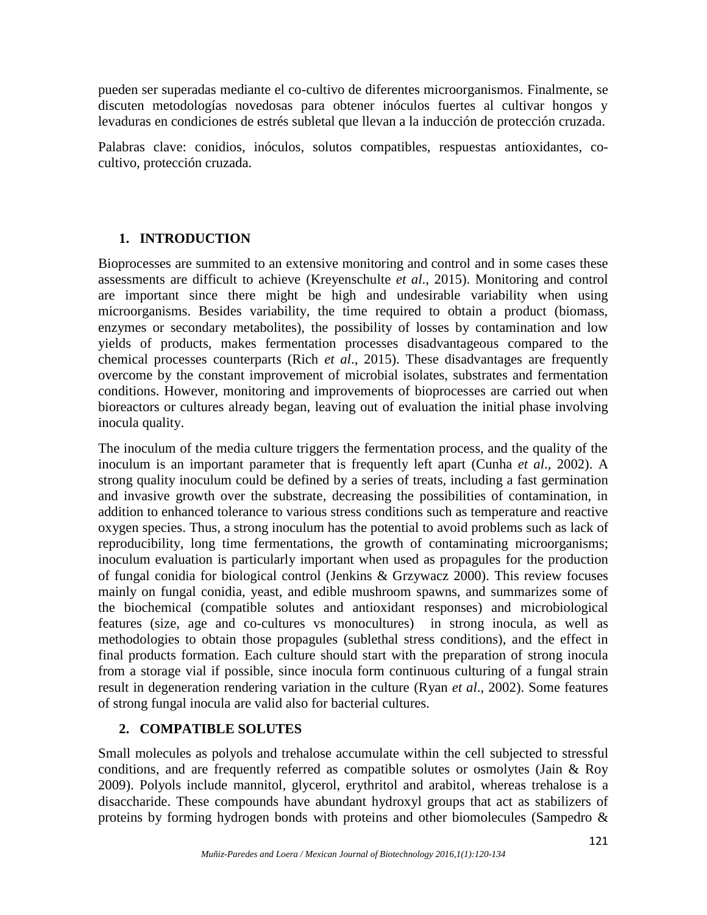pueden ser superadas mediante el co-cultivo de diferentes microorganismos. Finalmente, se discuten metodologías novedosas para obtener inóculos fuertes al cultivar hongos y levaduras en condiciones de estrés subletal que llevan a la inducción de protección cruzada.

Palabras clave: conidios, inóculos, solutos compatibles, respuestas antioxidantes, co-cultivo, protección cruzada.

## 1. INTRODUCTION

Bioprocesses are summited to an extensive monitoring and control and in some cases these assessments are difficult to achieve (Kreyenschulte *et al*., 2015). Monitoring and control are important since there might be high and undesirable variability when using microorganisms. Besides variability, the time required to obtain a product (biomass, enzymes or secondary metabolites), the possibility of losses by contamination and low yields of products, makes fermentation processes disadvantageous compared to the chemical processes counterparts (Rich *et al*., 2015). These disadvantages are frequently overcome by the constant improvement of microbial isolates, substrates and fermentation conditions. However, monitoring and improvements of bioprocesses are carried out when bioreactors or cultures already began, leaving out of evaluation the initial phase involving inocula quality.

The inoculum of the media culture triggers the fermentation process, and the quality of the inoculum is an important parameter that is frequently left apart (Cunha *et al*., 2002). A strong quality inoculum could be defined by a series of treats, including a fast germination and invasive growth over the substrate, decreasing the possibilities of contamination, in addition to enhanced tolerance to various stress conditions such as temperature and reactive oxygen species. Thus, a strong inoculum has the potential to avoid problems such as lack of reproducibility, long time fermentations, the growth of contaminating microorganisms; inoculum evaluation is particularly important when used as propagules for the production of fungal conidia for biological control (Jenkins & Grzywacz 2000). This review focuses mainly on fungal conidia, yeast, and edible mushroom spawns, and summarizes some of the biochemical (compatible solutes and antioxidant responses) and microbiological features (size, age and co-cultures vs monocultures) in strong inocula, as well as methodologies to obtain those propagules (sublethal stress conditions), and the effect in final products formation. Each culture should start with the preparation of strong inocula from a storage vial if possible, since inocula form continuous culturing of a fungal strain result in degeneration rendering variation in the culture (Ryan *et al*., 2002). Some features of strong fungal inocula are valid also for bacterial cultures.

## 2. COMPATIBLE SOLUTES

Small molecules as polyols and trehalose accumulate within the cell subjected to stressful conditions, and are frequently referred as compatible solutes or osmolytes (Jain & Roy 2009). Polyols include mannitol, glycerol, erythritol and arabitol, whereas trehalose is a disaccharide. These compounds have abundant hydroxyl groups that act as stabilizers of proteins by forming hydrogen bonds with proteins and other biomolecules (Sampedro &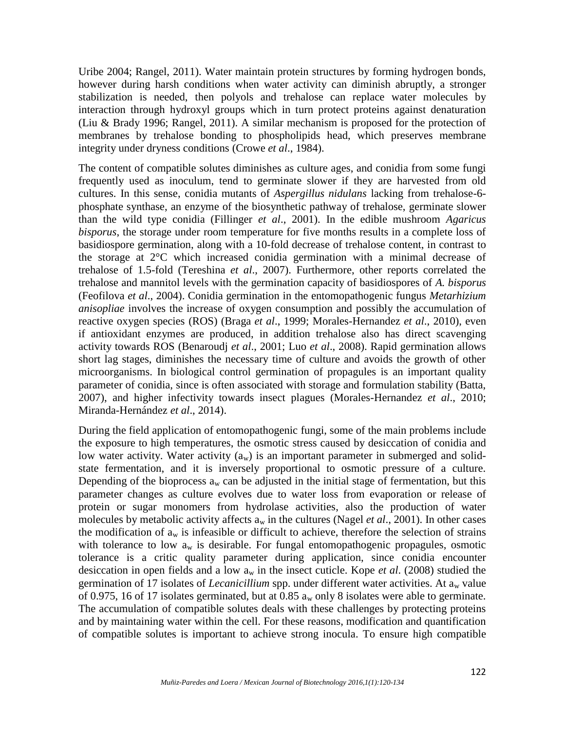Uribe 2004; Rangel, 2011). Water maintain protein structures by forming hydrogen bonds, however during harsh conditions when water activity can diminish abruptly, a stronger stabilization is needed, then polyols and trehalose can replace water molecules by interaction through hydroxyl groups which in turn protect proteins against denaturation (Liu & Brady 1996; Rangel, 2011). A similar mechanism is proposed for the protection of membranes by trehalose bonding to phospholipids head, which preserves membrane integrity under dryness conditions (Crowe *et al*., 1984).

The content of compatible solutes diminishes as culture ages, and conidia from some fungi frequently used as inoculum, tend to germinate slower if they are harvested from old cultures. In this sense, conidia mutants of *Aspergillus nidulans* lacking from trehalose-6-phosphate synthase, an enzyme of the biosynthetic pathway of trehalose, germinate slower than the wild type conidia (Fillinger *et al*., 2001). In the edible mushroom *Agaricus bisporus*, the storage under room temperature for five months results in a complete loss of basidiospore germination, along with a 10-fold decrease of trehalose content, in contrast to the storage at 2°C which increased conidia germination with a minimal decrease of trehalose of 1.5-fold (Tereshina *et al*., 2007). Furthermore, other reports correlated the trehalose and mannitol levels with the germination capacity of basidiospores of *A. bisporus* (Feofilova *et al*., 2004). Conidia germination in the entomopathogenic fungus *Metarhizium anisopliae* involves the increase of oxygen consumption and possibly the accumulation of reactive oxygen species (ROS) (Braga *et al*., 1999; Morales-Hernandez *et al*., 2010), even if antioxidant enzymes are produced, in addition trehalose also has direct scavenging activity towards ROS (Benaroudj *et al*., 2001; Luo *et al*., 2008). Rapid germination allows short lag stages, diminishes the necessary time of culture and avoids the growth of other microorganisms. In biological control germination of propagules is an important quality parameter of conidia, since is often associated with storage and formulation stability (Batta, 2007), and higher infectivity towards insect plagues (Morales-Hernandez *et al*., 2010; Miranda-Hernández *et al*., 2014).

During the field application of entomopathogenic fungi, some of the main problems include the exposure to high temperatures, the osmotic stress caused by desiccation of conidia and low water activity. Water activity ($a_w$) is an important parameter in submerged and solid-state fermentation, and it is inversely proportional to osmotic pressure of a culture. Depending of the bioprocess $a_w$ can be adjusted in the initial stage of fermentation, but this parameter changes as culture evolves due to water loss from evaporation or release of protein or sugar monomers from hydrolase activities, also the production of water molecules by metabolic activity affects $a_w$ in the cultures (Nagel *et al*., 2001). In other cases the modification of $a_w$ is infeasible or difficult to achieve, therefore the selection of strains with tolerance to low $a_w$ is desirable. For fungal entomopathogenic propagules, osmotic tolerance is a critic quality parameter during application, since conidia encounter desiccation in open fields and a low $a_w$ in the insect cuticle. Kope *et al*. (2008) studied the germination of 17 isolates of *Lecanicillium* spp. under different water activities. At $a_w$ value of 0.975, 16 of 17 isolates germinated, but at 0.85 $a_w$ only 8 isolates were able to germinate. The accumulation of compatible solutes deals with these challenges by protecting proteins and by maintaining water within the cell. For these reasons, modification and quantification of compatible solutes is important to achieve strong inocula. To ensure high compatible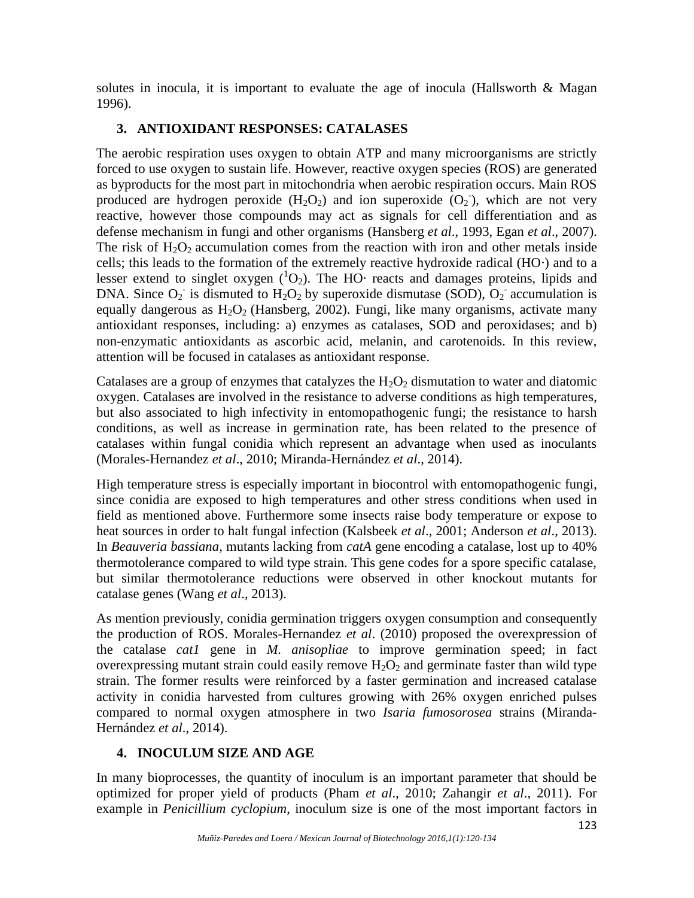solutes in inocula, it is important to evaluate the age of inocula (Hallsworth & Magan 1996).

## 3. ANTIOXIDANT RESPONSES: CATALASES

The aerobic respiration uses oxygen to obtain ATP and many microorganisms are strictly forced to use oxygen to sustain life. However, reactive oxygen species (ROS) are generated as byproducts for the most part in mitochondria when aerobic respiration occurs. Main ROS produced are hydrogen peroxide ($H_2O_2$) and ion superoxide ($O_2^-$), which are not very reactive, however those compounds may act as signals for cell differentiation and as defense mechanism in fungi and other organisms (Hansberg *et al*., 1993, Egan *et al*., 2007). The risk of $H_2O_2$ accumulation comes from the reaction with iron and other metals inside cells; this leads to the formation of the extremely reactive hydroxide radical (HO·) and to a lesser extend to singlet oxygen ($^1O_2$). The HO· reacts and damages proteins, lipids and DNA. Since $O_2^-$ is dismuted to $H_2O_2$ by superoxide dismutase (SOD), $O_2^-$ accumulation is equally dangerous as $H_2O_2$ (Hansberg, 2002). Fungi, like many organisms, activate many antioxidant responses, including: a) enzymes as catalases, SOD and peroxidases; and b) non-enzymatic antioxidants as ascorbic acid, melanin, and carotenoids. In this review, attention will be focused in catalases as antioxidant response.

Catalases are a group of enzymes that catalyzes the $H_2O_2$ dismutation to water and diatomic oxygen. Catalases are involved in the resistance to adverse conditions as high temperatures, but also associated to high infectivity in entomopathogenic fungi; the resistance to harsh conditions, as well as increase in germination rate, has been related to the presence of catalases within fungal conidia which represent an advantage when used as inoculants (Morales-Hernandez *et al*., 2010; Miranda-Hernández *et al*., 2014).

High temperature stress is especially important in biocontrol with entomopathogenic fungi, since conidia are exposed to high temperatures and other stress conditions when used in field as mentioned above. Furthermore some insects raise body temperature or expose to heat sources in order to halt fungal infection (Kalsbeek *et al*., 2001; Anderson *et al*., 2013). In *Beauveria bassiana*, mutants lacking from *catA* gene encoding a catalase, lost up to 40% thermotolerance compared to wild type strain. This gene codes for a spore specific catalase, but similar thermotolerance reductions were observed in other knockout mutants for catalase genes (Wang *et al*., 2013).

As mention previously, conidia germination triggers oxygen consumption and consequently the production of ROS. Morales-Hernandez *et al*. (2010) proposed the overexpression of the catalase *cat1* gene in *M. anisopliae* to improve germination speed; in fact overexpressing mutant strain could easily remove $H_2O_2$ and germinate faster than wild type strain. The former results were reinforced by a faster germination and increased catalase activity in conidia harvested from cultures growing with 26% oxygen enriched pulses compared to normal oxygen atmosphere in two *Isaria fumosorosea* strains (Miranda-Hernández *et al*., 2014).

## 4. INOCULUM SIZE AND AGE

In many bioprocesses, the quantity of inoculum is an important parameter that should be optimized for proper yield of products (Pham *et al*., 2010; Zahangir *et al*., 2011). For example in *Penicillium cyclopium*, inoculum size is one of the most important factors in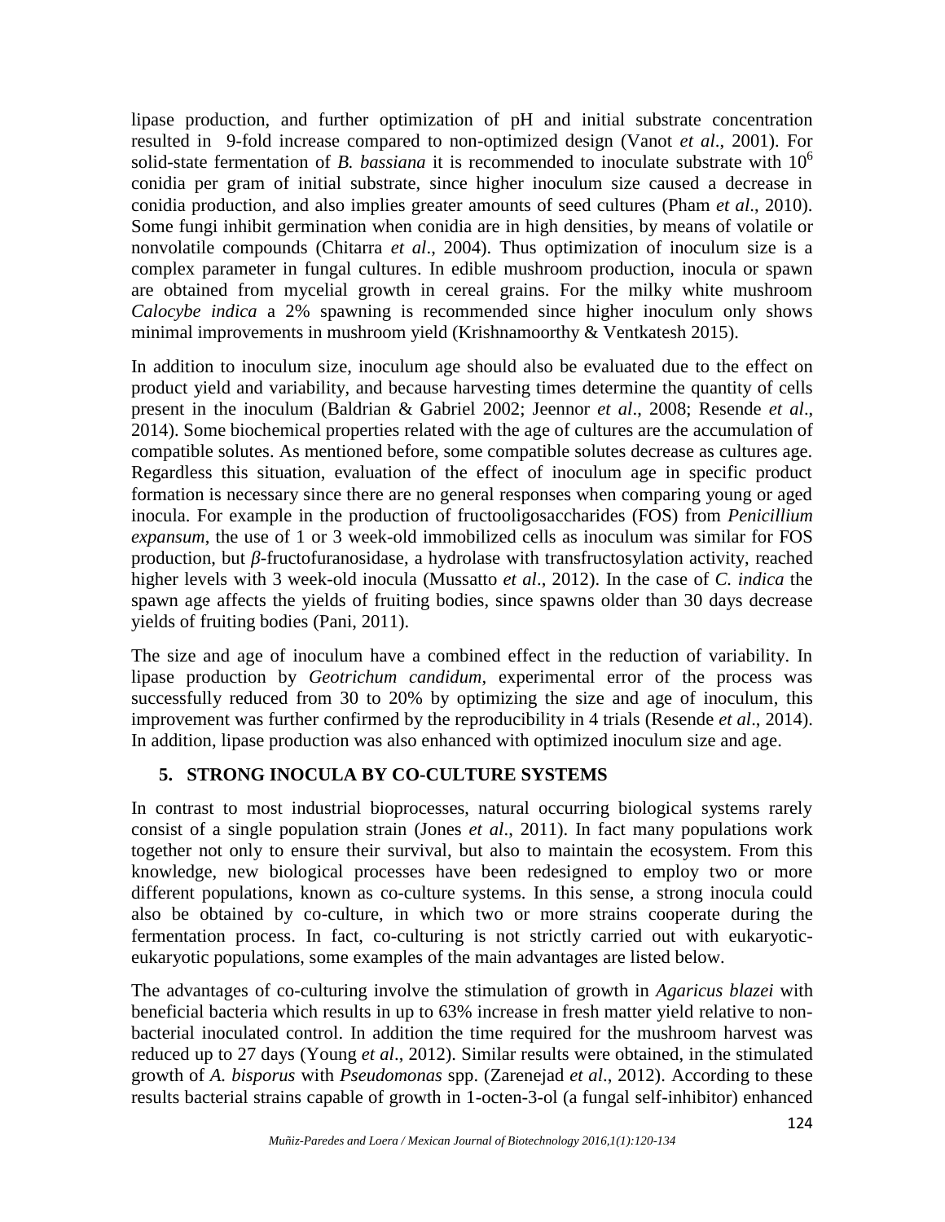lipase production, and further optimization of pH and initial substrate concentration resulted in 9-fold increase compared to non-optimized design (Vanot *et al*., 2001). For solid-state fermentation of *B. bassiana* it is recommended to inoculate substrate with $10^6$ conidia per gram of initial substrate, since higher inoculum size caused a decrease in conidia production, and also implies greater amounts of seed cultures (Pham *et al*., 2010). Some fungi inhibit germination when conidia are in high densities, by means of volatile or nonvolatile compounds (Chitarra *et al*., 2004). Thus optimization of inoculum size is a complex parameter in fungal cultures. In edible mushroom production, inocula or spawn are obtained from mycelial growth in cereal grains. For the milky white mushroom *Calocybe indica* a 2% spawning is recommended since higher inoculum only shows minimal improvements in mushroom yield (Krishnamoorthy & Ventkatesh 2015).

In addition to inoculum size, inoculum age should also be evaluated due to the effect on product yield and variability, and because harvesting times determine the quantity of cells present in the inoculum (Baldrian & Gabriel 2002; Jeennor *et al*., 2008; Resende *et al*., 2014). Some biochemical properties related with the age of cultures are the accumulation of compatible solutes. As mentioned before, some compatible solutes decrease as cultures age. Regardless this situation, evaluation of the effect of inoculum age in specific product formation is necessary since there are no general responses when comparing young or aged inocula. For example in the production of fructooligosaccharides (FOS) from *Penicillium expansum*, the use of 1 or 3 week-old immobilized cells as inoculum was similar for FOS production, but $\beta$-fructofuranosidase, a hydrolase with transfructosylation activity, reached higher levels with 3 week-old inocula (Mussatto *et al*., 2012). In the case of *C. indica* the spawn age affects the yields of fruiting bodies, since spawns older than 30 days decrease yields of fruiting bodies (Pani, 2011).

The size and age of inoculum have a combined effect in the reduction of variability. In lipase production by *Geotrichum candidum*, experimental error of the process was successfully reduced from 30 to 20% by optimizing the size and age of inoculum, this improvement was further confirmed by the reproducibility in 4 trials (Resende *et al*., 2014). In addition, lipase production was also enhanced with optimized inoculum size and age.

## 5. STRONG INOCULA BY CO-CULTURE SYSTEMS

In contrast to most industrial bioprocesses, natural occurring biological systems rarely consist of a single population strain (Jones *et al*., 2011). In fact many populations work together not only to ensure their survival, but also to maintain the ecosystem. From this knowledge, new biological processes have been redesigned to employ two or more different populations, known as co-culture systems. In this sense, a strong inocula could also be obtained by co-culture, in which two or more strains cooperate during the fermentation process. In fact, co-culturing is not strictly carried out with eukaryotic-eukaryotic populations, some examples of the main advantages are listed below.

The advantages of co-culturing involve the stimulation of growth in *Agaricus blazei* with beneficial bacteria which results in up to 63% increase in fresh matter yield relative to non-bacterial inoculated control. In addition the time required for the mushroom harvest was reduced up to 27 days (Young *et al*., 2012). Similar results were obtained, in the stimulated growth of *A. bisporus* with *Pseudomonas* spp. (Zarenejad *et al*., 2012). According to these results bacterial strains capable of growth in 1-octen-3-ol (a fungal self-inhibitor) enhanced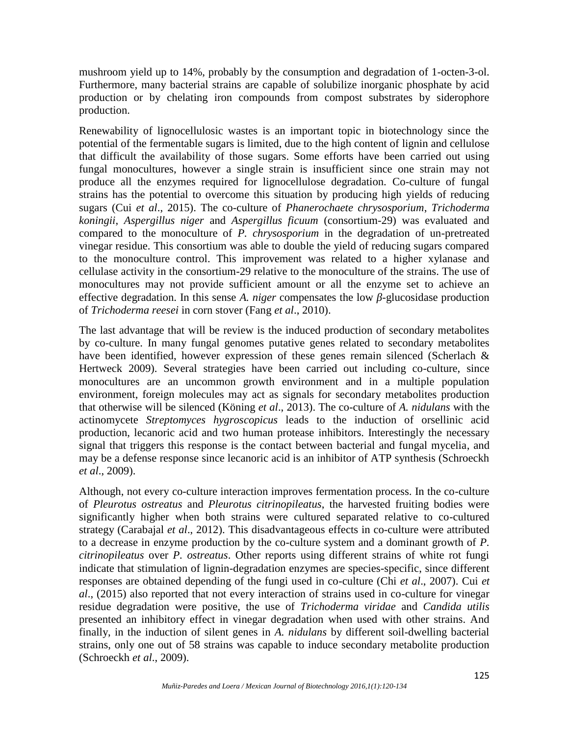mushroom yield up to 14%, probably by the consumption and degradation of 1-octen-3-ol. Furthermore, many bacterial strains are capable of solubilize inorganic phosphate by acid production or by chelating iron compounds from compost substrates by siderophore production.

Renewability of lignocellulosic wastes is an important topic in biotechnology since the potential of the fermentable sugars is limited, due to the high content of lignin and cellulose that difficult the availability of those sugars. Some efforts have been carried out using fungal monocultures, however a single strain is insufficient since one strain may not produce all the enzymes required for lignocellulose degradation. Co-culture of fungal strains has the potential to overcome this situation by producing high yields of reducing sugars (Cui *et al*., 2015). The co-culture of *Phanerochaete chrysosporium*, *Trichoderma koningii*, *Aspergillus niger* and *Aspergillus ficuum* (consortium-29) was evaluated and compared to the monoculture of *P. chrysosporium* in the degradation of un-pretreated vinegar residue. This consortium was able to double the yield of reducing sugars compared to the monoculture control. This improvement was related to a higher xylanase and cellulase activity in the consortium-29 relative to the monoculture of the strains. The use of monocultures may not provide sufficient amount or all the enzyme set to achieve an effective degradation. In this sense *A. niger* compensates the low *β*-glucosidase production of *Trichoderma reesei* in corn stover (Fang *et al*., 2010).

The last advantage that will be review is the induced production of secondary metabolites by co-culture. In many fungal genomes putative genes related to secondary metabolites have been identified, however expression of these genes remain silenced (Scherlach & Hertweck 2009). Several strategies have been carried out including co-culture, since monocultures are an uncommon growth environment and in a multiple population environment, foreign molecules may act as signals for secondary metabolites production that otherwise will be silenced (Köning *et al*., 2013). The co-culture of *A. nidulans* with the actinomycete *Streptomyces hygroscopicus* leads to the induction of orsellinic acid production, lecanoric acid and two human protease inhibitors. Interestingly the necessary signal that triggers this response is the contact between bacterial and fungal mycelia, and may be a defense response since lecanoric acid is an inhibitor of ATP synthesis (Schroeckh *et al*., 2009).

Although, not every co-culture interaction improves fermentation process. In the co-culture of *Pleurotus ostreatus* and *Pleurotus citrinopileatus*, the harvested fruiting bodies were significantly higher when both strains were cultured separated relative to co-cultured strategy (Carabajal *et al*., 2012). This disadvantageous effects in co-culture were attributed to a decrease in enzyme production by the co-culture system and a dominant growth of *P. citrinopileatus* over *P. ostreatus*. Other reports using different strains of white rot fungi indicate that stimulation of lignin-degradation enzymes are species-specific, since different responses are obtained depending of the fungi used in co-culture (Chi *et al*., 2007). Cui *et al*., (2015) also reported that not every interaction of strains used in co-culture for vinegar residue degradation were positive, the use of *Trichoderma viridae* and *Candida utilis* presented an inhibitory effect in vinegar degradation when used with other strains. And finally, in the induction of silent genes in *A. nidulans* by different soil-dwelling bacterial strains, only one out of 58 strains was capable to induce secondary metabolite production (Schroeckh *et al*., 2009).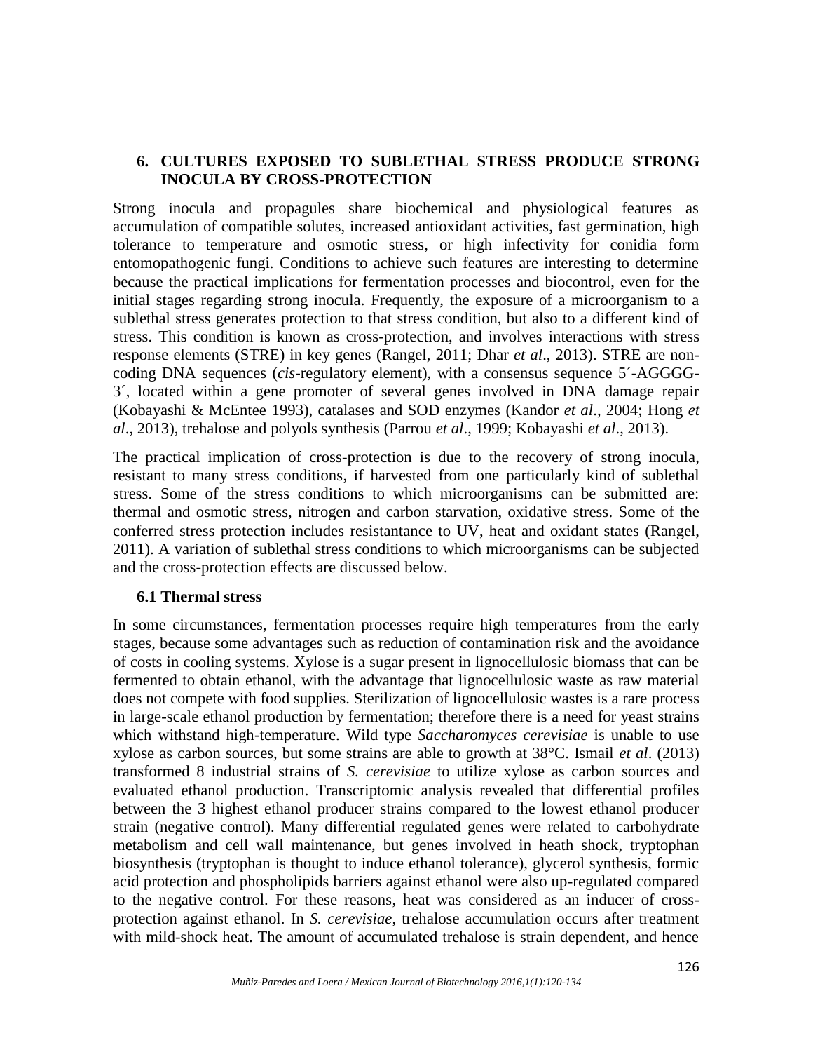## 6. CULTURES EXPOSED TO SUBLETHAL STRESS PRODUCE STRONG INOCULA BY CROSS-PROTECTION

Strong inocula and propagules share biochemical and physiological features as accumulation of compatible solutes, increased antioxidant activities, fast germination, high tolerance to temperature and osmotic stress, or high infectivity for conidia form entomopathogenic fungi. Conditions to achieve such features are interesting to determine because the practical implications for fermentation processes and biocontrol, even for the initial stages regarding strong inocula. Frequently, the exposure of a microorganism to a sublethal stress generates protection to that stress condition, but also to a different kind of stress. This condition is known as cross-protection, and involves interactions with stress response elements (STRE) in key genes (Rangel, 2011; Dhar *et al*., 2013). STRE are non-coding DNA sequences (*cis*-regulatory element), with a consensus sequence 5´-AGGGG-3´, located within a gene promoter of several genes involved in DNA damage repair (Kobayashi & McEntee 1993), catalases and SOD enzymes (Kandor *et al*., 2004; Hong *et al*., 2013), trehalose and polyols synthesis (Parrou *et al*., 1999; Kobayashi *et al*., 2013).

The practical implication of cross-protection is due to the recovery of strong inocula, resistant to many stress conditions, if harvested from one particularly kind of sublethal stress. Some of the stress conditions to which microorganisms can be submitted are: thermal and osmotic stress, nitrogen and carbon starvation, oxidative stress. Some of the conferred stress protection includes resistantance to UV, heat and oxidant states (Rangel, 2011). A variation of sublethal stress conditions to which microorganisms can be subjected and the cross-protection effects are discussed below.

### 6.1 Thermal stress

In some circumstances, fermentation processes require high temperatures from the early stages, because some advantages such as reduction of contamination risk and the avoidance of costs in cooling systems. Xylose is a sugar present in lignocellulosic biomass that can be fermented to obtain ethanol, with the advantage that lignocellulosic waste as raw material does not compete with food supplies. Sterilization of lignocellulosic wastes is a rare process in large-scale ethanol production by fermentation; therefore there is a need for yeast strains which withstand high-temperature. Wild type *Saccharomyces cerevisiae* is unable to use xylose as carbon sources, but some strains are able to growth at 38°C. Ismail *et al*. (2013) transformed 8 industrial strains of *S. cerevisiae* to utilize xylose as carbon sources and evaluated ethanol production. Transcriptomic analysis revealed that differential profiles between the 3 highest ethanol producer strains compared to the lowest ethanol producer strain (negative control). Many differential regulated genes were related to carbohydrate metabolism and cell wall maintenance, but genes involved in heath shock, tryptophan biosynthesis (tryptophan is thought to induce ethanol tolerance), glycerol synthesis, formic acid protection and phospholipids barriers against ethanol were also up-regulated compared to the negative control. For these reasons, heat was considered as an inducer of cross-protection against ethanol. In *S. cerevisiae*, trehalose accumulation occurs after treatment with mild-shock heat. The amount of accumulated trehalose is strain dependent, and hence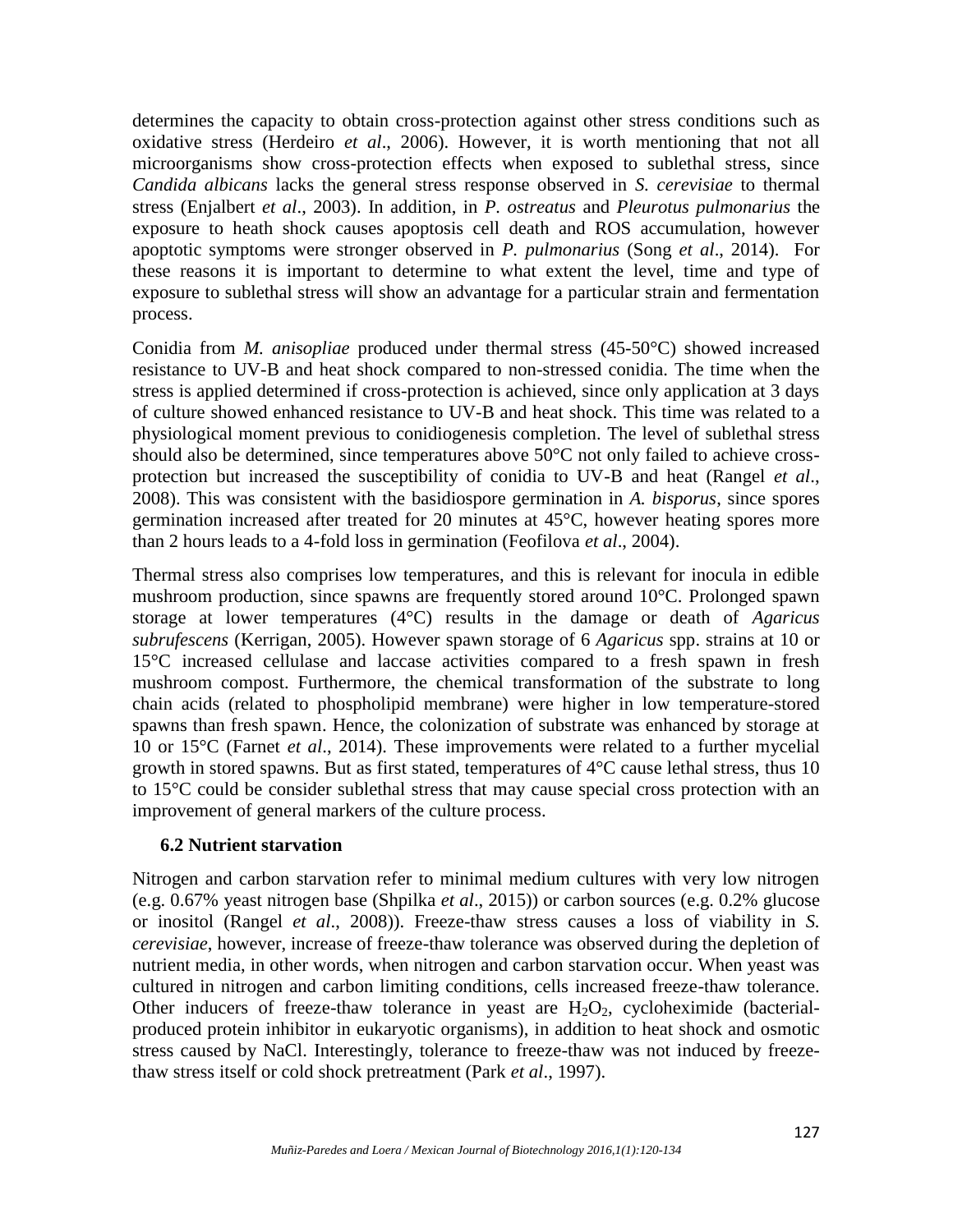determines the capacity to obtain cross-protection against other stress conditions such as oxidative stress (Herdeiro *et al*., 2006). However, it is worth mentioning that not all microorganisms show cross-protection effects when exposed to sublethal stress, since *Candida albicans* lacks the general stress response observed in *S. cerevisiae* to thermal stress (Enjalbert *et al*., 2003). In addition, in *P. ostreatus* and *Pleurotus pulmonarius* the exposure to heath shock causes apoptosis cell death and ROS accumulation, however apoptotic symptoms were stronger observed in *P. pulmonarius* (Song *et al*., 2014). For these reasons it is important to determine to what extent the level, time and type of exposure to sublethal stress will show an advantage for a particular strain and fermentation process.

Conidia from *M. anisopliae* produced under thermal stress (45-50°C) showed increased resistance to UV-B and heat shock compared to non-stressed conidia. The time when the stress is applied determined if cross-protection is achieved, since only application at 3 days of culture showed enhanced resistance to UV-B and heat shock. This time was related to a physiological moment previous to conidiogenesis completion. The level of sublethal stress should also be determined, since temperatures above 50°C not only failed to achieve cross-protection but increased the susceptibility of conidia to UV-B and heat (Rangel *et al*., 2008). This was consistent with the basidiospore germination in *A. bisporus*, since spores germination increased after treated for 20 minutes at 45°C, however heating spores more than 2 hours leads to a 4-fold loss in germination (Feofilova *et al*., 2004).

Thermal stress also comprises low temperatures, and this is relevant for inocula in edible mushroom production, since spawns are frequently stored around 10°C. Prolonged spawn storage at lower temperatures (4°C) results in the damage or death of *Agaricus subrufescens* (Kerrigan, 2005). However spawn storage of 6 *Agaricus* spp. strains at 10 or 15°C increased cellulase and laccase activities compared to a fresh spawn in fresh mushroom compost. Furthermore, the chemical transformation of the substrate to long chain acids (related to phospholipid membrane) were higher in low temperature-stored spawns than fresh spawn. Hence, the colonization of substrate was enhanced by storage at 10 or 15°C (Farnet *et al*., 2014). These improvements were related to a further mycelial growth in stored spawns. But as first stated, temperatures of 4°C cause lethal stress, thus 10 to 15°C could be consider sublethal stress that may cause special cross protection with an improvement of general markers of the culture process.

### 6.2 Nutrient starvation

Nitrogen and carbon starvation refer to minimal medium cultures with very low nitrogen (e.g. 0.67% yeast nitrogen base (Shpilka *et al*., 2015)) or carbon sources (e.g. 0.2% glucose or inositol (Rangel *et al*., 2008)). Freeze-thaw stress causes a loss of viability in *S. cerevisiae*, however, increase of freeze-thaw tolerance was observed during the depletion of nutrient media, in other words, when nitrogen and carbon starvation occur. When yeast was cultured in nitrogen and carbon limiting conditions, cells increased freeze-thaw tolerance. Other inducers of freeze-thaw tolerance in yeast are $H_2O_2$, cycloheximide (bacterial-produced protein inhibitor in eukaryotic organisms), in addition to heat shock and osmotic stress caused by NaCl. Interestingly, tolerance to freeze-thaw was not induced by freeze-thaw stress itself or cold shock pretreatment (Park *et al*., 1997).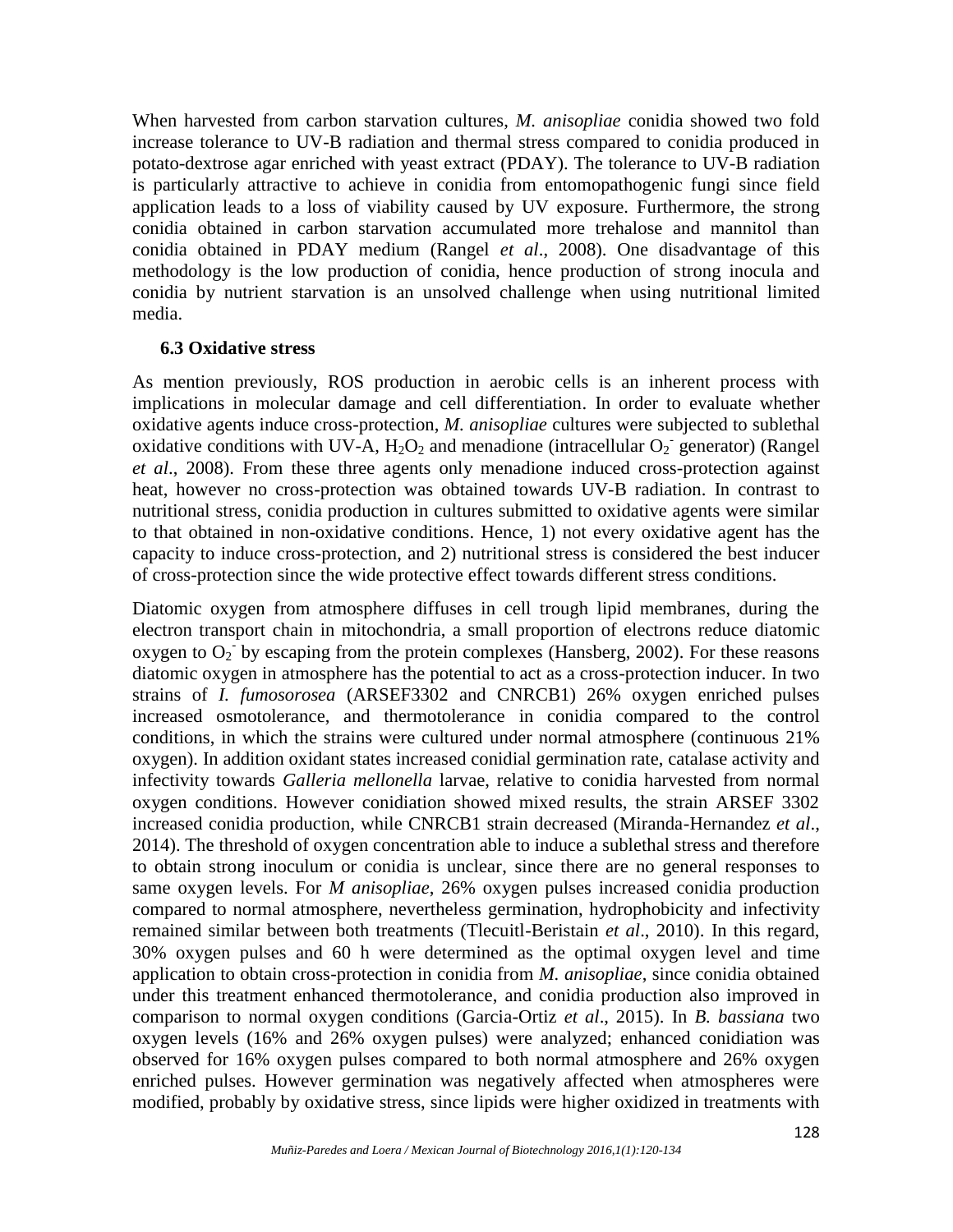When harvested from carbon starvation cultures, *M. anisopliae* conidia showed two fold increase tolerance to UV-B radiation and thermal stress compared to conidia produced in potato-dextrose agar enriched with yeast extract (PDAY). The tolerance to UV-B radiation is particularly attractive to achieve in conidia from entomopathogenic fungi since field application leads to a loss of viability caused by UV exposure. Furthermore, the strong conidia obtained in carbon starvation accumulated more trehalose and mannitol than conidia obtained in PDAY medium (Rangel *et al*., 2008). One disadvantage of this methodology is the low production of conidia, hence production of strong inocula and conidia by nutrient starvation is an unsolved challenge when using nutritional limited media.

### 6.3 Oxidative stress

As mention previously, ROS production in aerobic cells is an inherent process with implications in molecular damage and cell differentiation. In order to evaluate whether oxidative agents induce cross-protection, *M. anisopliae* cultures were subjected to sublethal oxidative conditions with UV-A, $H_2O_2$ and menadione (intracellular $O_2^-$ generator) (Rangel *et al*., 2008). From these three agents only menadione induced cross-protection against heat, however no cross-protection was obtained towards UV-B radiation. In contrast to nutritional stress, conidia production in cultures submitted to oxidative agents were similar to that obtained in non-oxidative conditions. Hence, 1) not every oxidative agent has the capacity to induce cross-protection, and 2) nutritional stress is considered the best inducer of cross-protection since the wide protective effect towards different stress conditions.

Diatomic oxygen from atmosphere diffuses in cell trough lipid membranes, during the electron transport chain in mitochondria, a small proportion of electrons reduce diatomic oxygen to $O_2^-$ by escaping from the protein complexes (Hansberg, 2002). For these reasons diatomic oxygen in atmosphere has the potential to act as a cross-protection inducer. In two strains of *I. fumosorosea* (ARSEF3302 and CNRCB1) 26% oxygen enriched pulses increased osmotolerance, and thermotolerance in conidia compared to the control conditions, in which the strains were cultured under normal atmosphere (continuous 21% oxygen). In addition oxidant states increased conidial germination rate, catalase activity and infectivity towards *Galleria mellonella* larvae, relative to conidia harvested from normal oxygen conditions. However conidiation showed mixed results, the strain ARSEF 3302 increased conidia production, while CNRCB1 strain decreased (Miranda-Hernandez *et al*., 2014). The threshold of oxygen concentration able to induce a sublethal stress and therefore to obtain strong inoculum or conidia is unclear, since there are no general responses to same oxygen levels. For *M anisopliae*, 26% oxygen pulses increased conidia production compared to normal atmosphere, nevertheless germination, hydrophobicity and infectivity remained similar between both treatments (Tlecuitl-Beristain *et al*., 2010). In this regard, 30% oxygen pulses and 60 h were determined as the optimal oxygen level and time application to obtain cross-protection in conidia from *M. anisopliae*, since conidia obtained under this treatment enhanced thermotolerance, and conidia production also improved in comparison to normal oxygen conditions (Garcia-Ortiz *et al*., 2015). In *B. bassiana* two oxygen levels (16% and 26% oxygen pulses) were analyzed; enhanced conidiation was observed for 16% oxygen pulses compared to both normal atmosphere and 26% oxygen enriched pulses. However germination was negatively affected when atmospheres were modified, probably by oxidative stress, since lipids were higher oxidized in treatments with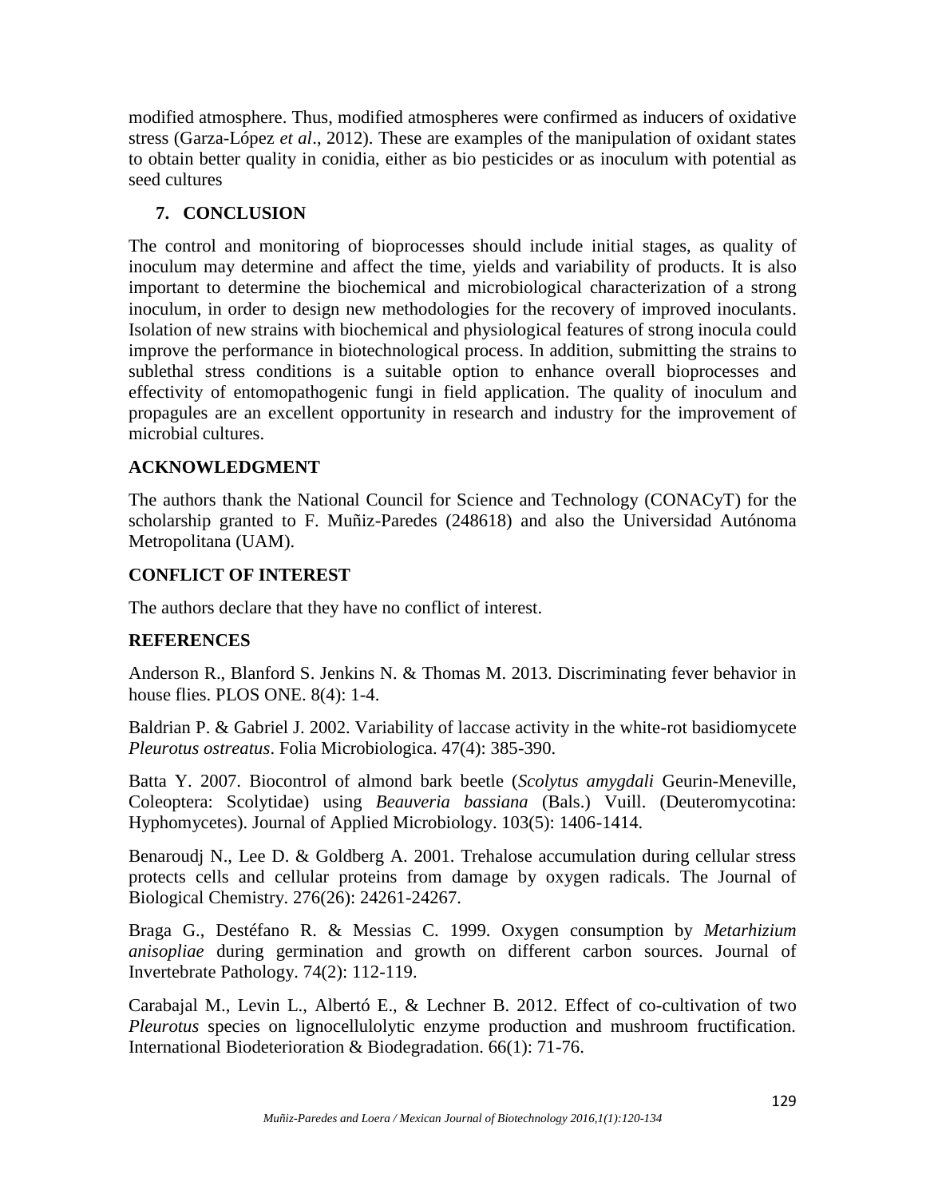modified atmosphere. Thus, modified atmospheres were confirmed as inducers of oxidative stress (Garza-López *et al*., 2012). These are examples of the manipulation of oxidant states to obtain better quality in conidia, either as bio pesticides or as inoculum with potential as seed cultures

## 7. CONCLUSION

The control and monitoring of bioprocesses should include initial stages, as quality of inoculum may determine and affect the time, yields and variability of products. It is also important to determine the biochemical and microbiological characterization of a strong inoculum, in order to design new methodologies for the recovery of improved inoculants. Isolation of new strains with biochemical and physiological features of strong inocula could improve the performance in biotechnological process. In addition, submitting the strains to sublethal stress conditions is a suitable option to enhance overall bioprocesses and effectivity of entomopathogenic fungi in field application. The quality of inoculum and propagules are an excellent opportunity in research and industry for the improvement of microbial cultures.

## ACKNOWLEDGMENT

The authors thank the National Council for Science and Technology (CONACyT) for the scholarship granted to F. Muñiz-Paredes (248618) and also the Universidad Autónoma Metropolitana (UAM).

## CONFLICT OF INTEREST

The authors declare that they have no conflict of interest.

## REFERENCES

Anderson R., Blanford S. Jenkins N. & Thomas M. 2013. Discriminating fever behavior in house flies. PLOS ONE. 8(4): 1-4.

Baldrian P. & Gabriel J. 2002. Variability of laccase activity in the white-rot basidiomycete *Pleurotus ostreatus*. Folia Microbiologica. 47(4): 385-390.

Batta Y. 2007. Biocontrol of almond bark beetle (*Scolytus amygdali* Geurin-Meneville, Coleoptera: Scolytidae) using *Beauveria bassiana* (Bals.) Vuill. (Deuteromycotina: Hyphomycetes). Journal of Applied Microbiology. 103(5): 1406-1414.

Benaroudj N., Lee D. & Goldberg A. 2001. Trehalose accumulation during cellular stress protects cells and cellular proteins from damage by oxygen radicals. The Journal of Biological Chemistry. 276(26): 24261-24267.

Braga G., Destéfano R. & Messias C. 1999. Oxygen consumption by *Metarhizium anisopliae* during germination and growth on different carbon sources. Journal of Invertebrate Pathology. 74(2): 112-119.

Carabajal M., Levin L., Albertó E., & Lechner B. 2012. Effect of co-cultivation of two *Pleurotus* species on lignocellulolytic enzyme production and mushroom fructification. International Biodeterioration & Biodegradation. 66(1): 71-76.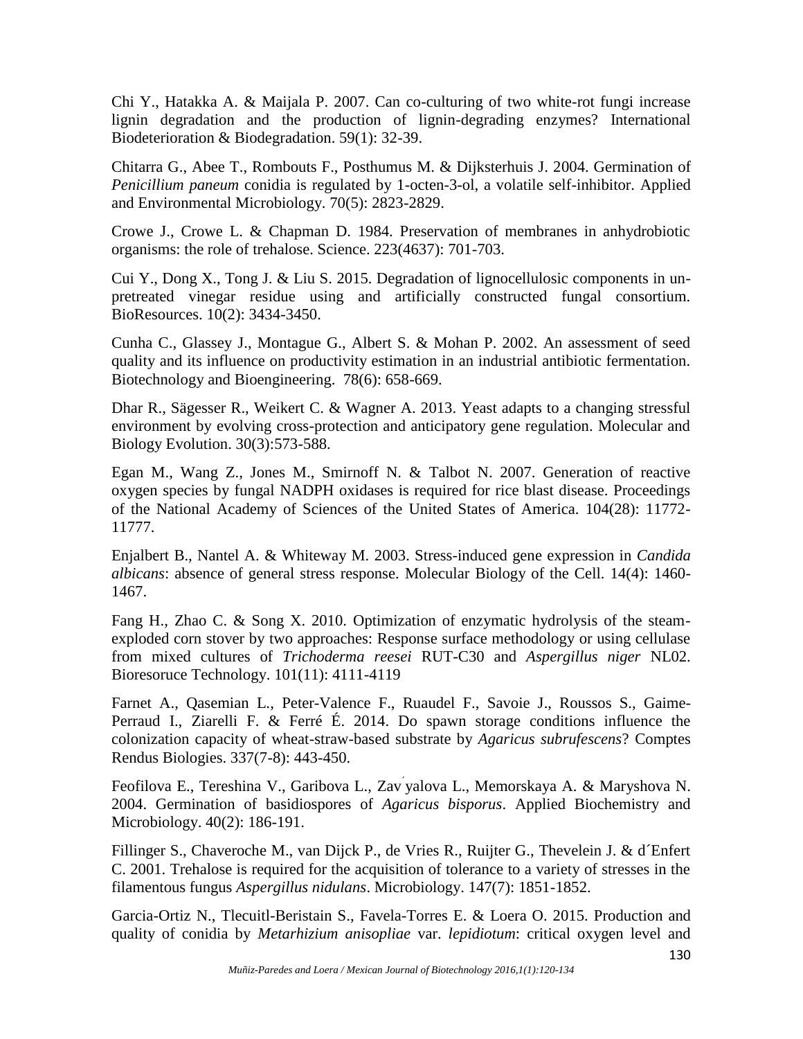Chi Y., Hatakka A. & Maijala P. 2007. Can co-culturing of two white-rot fungi increase lignin degradation and the production of lignin-degrading enzymes? International Biodeterioration & Biodegradation. 59(1): 32-39.

Chitarra G., Abee T., Rombouts F., Posthumus M. & Dijksterhuis J. 2004. Germination of *Penicillium paneum* conidia is regulated by 1-octen-3-ol, a volatile self-inhibitor. Applied and Environmental Microbiology. 70(5): 2823-2829.

Crowe J., Crowe L. & Chapman D. 1984. Preservation of membranes in anhydrobiotic organisms: the role of trehalose. Science. 223(4637): 701-703.

Cui Y., Dong X., Tong J. & Liu S. 2015. Degradation of lignocellulosic components in un-pretreated vinegar residue using and artificially constructed fungal consortium. BioResources. 10(2): 3434-3450.

Cunha C., Glassey J., Montague G., Albert S. & Mohan P. 2002. An assessment of seed quality and its influence on productivity estimation in an industrial antibiotic fermentation. Biotechnology and Bioengineering. 78(6): 658-669.

Dhar R., Sägesser R., Weikert C. & Wagner A. 2013. Yeast adapts to a changing stressful environment by evolving cross-protection and anticipatory gene regulation. Molecular and Biology Evolution. 30(3):573-588.

Egan M., Wang Z., Jones M., Smirnoff N. & Talbot N. 2007. Generation of reactive oxygen species by fungal NADPH oxidases is required for rice blast disease. Proceedings of the National Academy of Sciences of the United States of America. 104(28): 11772-11777.

Enjalbert B., Nantel A. & Whiteway M. 2003. Stress-induced gene expression in *Candida albicans*: absence of general stress response. Molecular Biology of the Cell. 14(4): 1460-1467.

Fang H., Zhao C. & Song X. 2010. Optimization of enzymatic hydrolysis of the steam-exploded corn stover by two approaches: Response surface methodology or using cellulase from mixed cultures of *Trichoderma reesei* RUT-C30 and *Aspergillus niger* NL02. Bioresoruce Technology. 101(11): 4111-4119

Farnet A., Qasemian L., Peter-Valence F., Ruaudel F., Savoie J., Roussos S., Gaime-Perraud I., Ziarelli F. & Ferré É. 2014. Do spawn storage conditions influence the colonization capacity of wheat-straw-based substrate by *Agaricus subrufescens*? Comptes Rendus Biologies. 337(7-8): 443-450.

Feofilova E., Tereshina V., Garibova L., Zav́yalova L., Memorskaya A. & Maryshova N. 2004. Germination of basidiospores of *Agaricus bisporus*. Applied Biochemistry and Microbiology. 40(2): 186-191.

Fillinger S., Chaveroche M., van Dijck P., de Vries R., Ruijter G., Thevelein J. & d´Enfert C. 2001. Trehalose is required for the acquisition of tolerance to a variety of stresses in the filamentous fungus *Aspergillus nidulans*. Microbiology. 147(7): 1851-1852.

Garcia-Ortiz N., Tlecuitl-Beristain S., Favela-Torres E. & Loera O. 2015. Production and quality of conidia by *Metarhizium anisopliae* var. *lepidiotum*: critical oxygen level and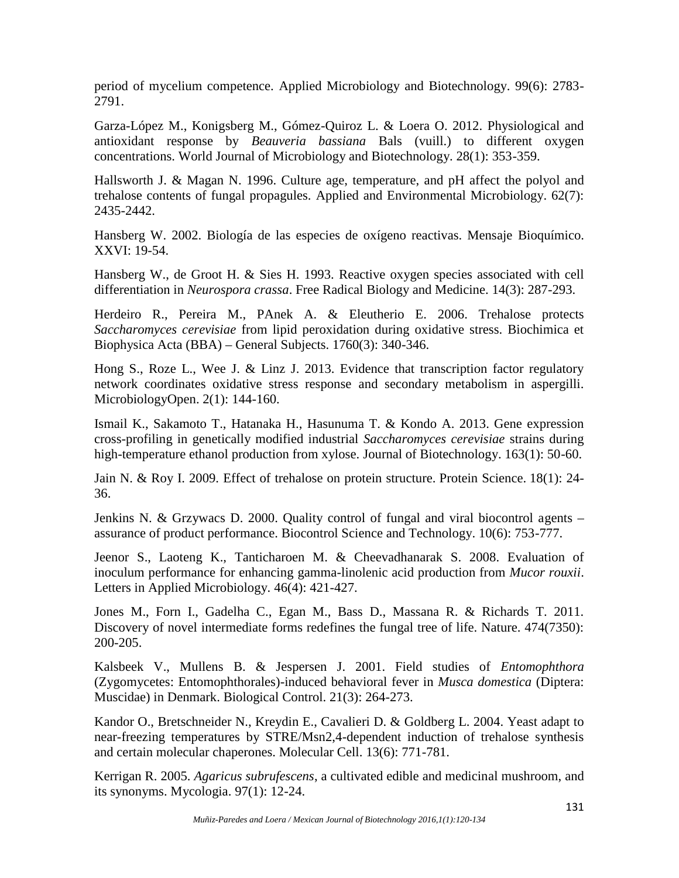period of mycelium competence. Applied Microbiology and Biotechnology. 99(6): 2783-2791.

Garza-López M., Konigsberg M., Gómez-Quiroz L. & Loera O. 2012. Physiological and antioxidant response by *Beauveria bassiana* Bals (vuill.) to different oxygen concentrations. World Journal of Microbiology and Biotechnology. 28(1): 353-359.

Hallsworth J. & Magan N. 1996. Culture age, temperature, and pH affect the polyol and trehalose contents of fungal propagules. Applied and Environmental Microbiology. 62(7): 2435-2442.

Hansberg W. 2002. Biología de las especies de oxígeno reactivas. Mensaje Bioquímico. XXVI: 19-54.

Hansberg W., de Groot H. & Sies H. 1993. Reactive oxygen species associated with cell differentiation in *Neurospora crassa*. Free Radical Biology and Medicine. 14(3): 287-293.

Herdeiro R., Pereira M., PAnek A. & Eleutherio E. 2006. Trehalose protects *Saccharomyces cerevisiae* from lipid peroxidation during oxidative stress. Biochimica et Biophysica Acta (BBA) – General Subjects. 1760(3): 340-346.

Hong S., Roze L., Wee J. & Linz J. 2013. Evidence that transcription factor regulatory network coordinates oxidative stress response and secondary metabolism in aspergilli. MicrobiologyOpen. 2(1): 144-160.

Ismail K., Sakamoto T., Hatanaka H., Hasunuma T. & Kondo A. 2013. Gene expression cross-profiling in genetically modified industrial *Saccharomyces cerevisiae* strains during high-temperature ethanol production from xylose. Journal of Biotechnology. 163(1): 50-60.

Jain N. & Roy I. 2009. Effect of trehalose on protein structure. Protein Science. 18(1): 24-36.

Jenkins N. & Grzywacs D. 2000. Quality control of fungal and viral biocontrol agents – assurance of product performance. Biocontrol Science and Technology. 10(6): 753-777.

Jeenor S., Laoteng K., Tanticharoen M. & Cheevadhanarak S. 2008. Evaluation of inoculum performance for enhancing gamma-linolenic acid production from *Mucor rouxii*. Letters in Applied Microbiology. 46(4): 421-427.

Jones M., Forn I., Gadelha C., Egan M., Bass D., Massana R. & Richards T. 2011. Discovery of novel intermediate forms redefines the fungal tree of life. Nature. 474(7350): 200-205.

Kalsbeek V., Mullens B. & Jespersen J. 2001. Field studies of *Entomophthora* (Zygomycetes: Entomophthorales)-induced behavioral fever in *Musca domestica* (Diptera: Muscidae) in Denmark. Biological Control. 21(3): 264-273.

Kandor O., Bretschneider N., Kreydin E., Cavalieri D. & Goldberg L. 2004. Yeast adapt to near-freezing temperatures by STRE/Msn2,4-dependent induction of trehalose synthesis and certain molecular chaperones. Molecular Cell. 13(6): 771-781.

Kerrigan R. 2005. *Agaricus subrufescens*, a cultivated edible and medicinal mushroom, and its synonyms. Mycologia. 97(1): 12-24.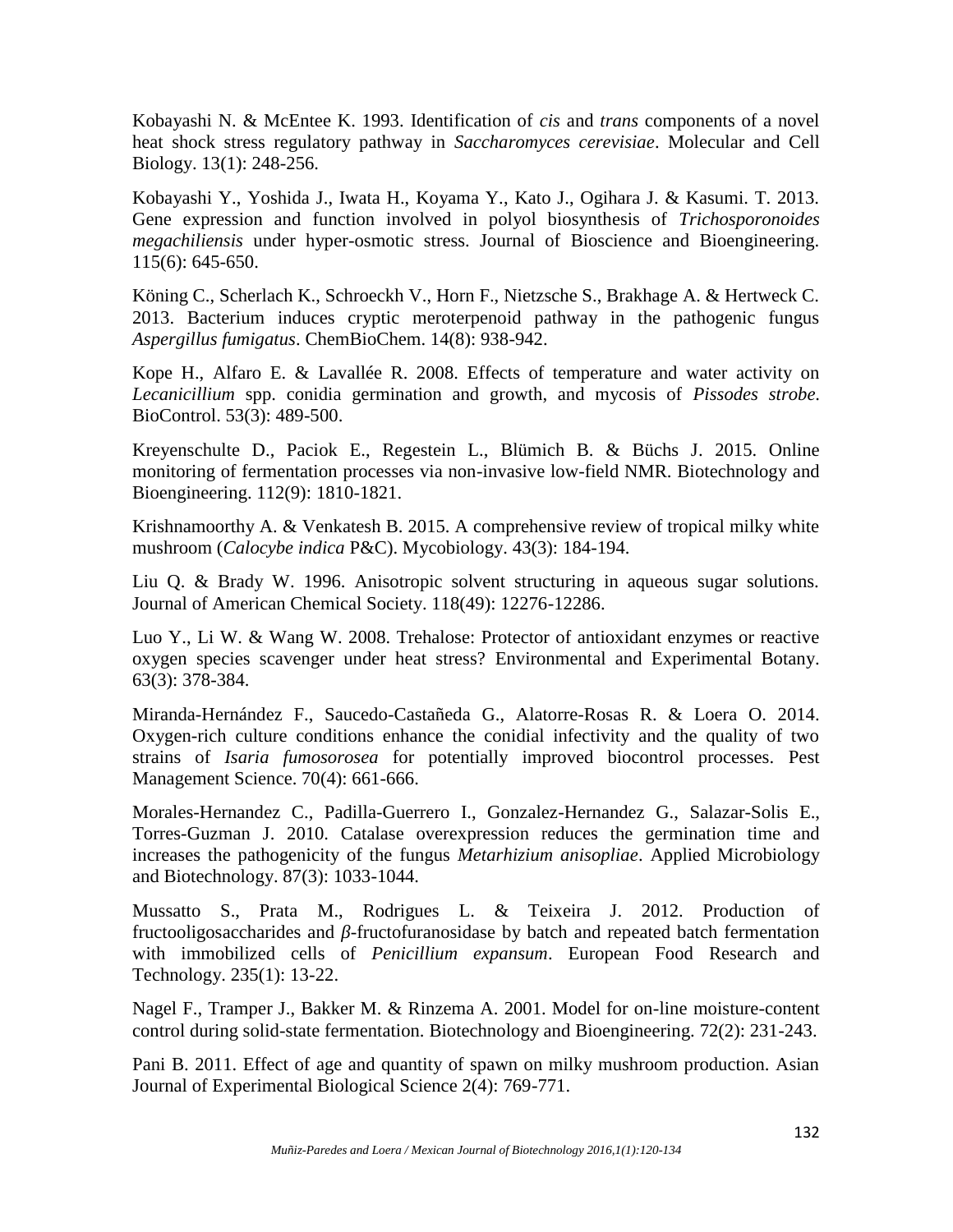Kobayashi N. & McEntee K. 1993. Identification of *cis* and *trans* components of a novel heat shock stress regulatory pathway in *Saccharomyces cerevisiae*. Molecular and Cell Biology. 13(1): 248-256.

Kobayashi Y., Yoshida J., Iwata H., Koyama Y., Kato J., Ogihara J. & Kasumi. T. 2013. Gene expression and function involved in polyol biosynthesis of *Trichosporonoides megachiliensis* under hyper-osmotic stress. Journal of Bioscience and Bioengineering. 115(6): 645-650.

Köning C., Scherlach K., Schroeckh V., Horn F., Nietzsche S., Brakhage A. & Hertweck C. 2013. Bacterium induces cryptic meroterpenoid pathway in the pathogenic fungus *Aspergillus fumigatus*. ChemBioChem. 14(8): 938-942.

Kope H., Alfaro E. & Lavallée R. 2008. Effects of temperature and water activity on *Lecanicillium* spp. conidia germination and growth, and mycosis of *Pissodes strobe*. BioControl. 53(3): 489-500.

Kreyenschulte D., Paciok E., Regestein L., Blümich B. & Büchs J. 2015. Online monitoring of fermentation processes via non-invasive low-field NMR. Biotechnology and Bioengineering. 112(9): 1810-1821.

Krishnamoorthy A. & Venkatesh B. 2015. A comprehensive review of tropical milky white mushroom (*Calocybe indica* P&C). Mycobiology. 43(3): 184-194.

Liu Q. & Brady W. 1996. Anisotropic solvent structuring in aqueous sugar solutions. Journal of American Chemical Society. 118(49): 12276-12286.

Luo Y., Li W. & Wang W. 2008. Trehalose: Protector of antioxidant enzymes or reactive oxygen species scavenger under heat stress? Environmental and Experimental Botany. 63(3): 378-384.

Miranda-Hernández F., Saucedo-Castañeda G., Alatorre-Rosas R. & Loera O. 2014. Oxygen-rich culture conditions enhance the conidial infectivity and the quality of two strains of *Isaria fumosorosea* for potentially improved biocontrol processes. Pest Management Science. 70(4): 661-666.

Morales-Hernandez C., Padilla-Guerrero I., Gonzalez-Hernandez G., Salazar-Solis E., Torres-Guzman J. 2010. Catalase overexpression reduces the germination time and increases the pathogenicity of the fungus *Metarhizium anisopliae*. Applied Microbiology and Biotechnology. 87(3): 1033-1044.

Mussatto S., Prata M., Rodrigues L. & Teixeira J. 2012. Production of fructooligosaccharides and $\beta$-fructofuranosidase by batch and repeated batch fermentation with immobilized cells of *Penicillium expansum*. European Food Research and Technology. 235(1): 13-22.

Nagel F., Tramper J., Bakker M. & Rinzema A. 2001. Model for on-line moisture-content control during solid-state fermentation. Biotechnology and Bioengineering. 72(2): 231-243.

Pani B. 2011. Effect of age and quantity of spawn on milky mushroom production. Asian Journal of Experimental Biological Science 2(4): 769-771.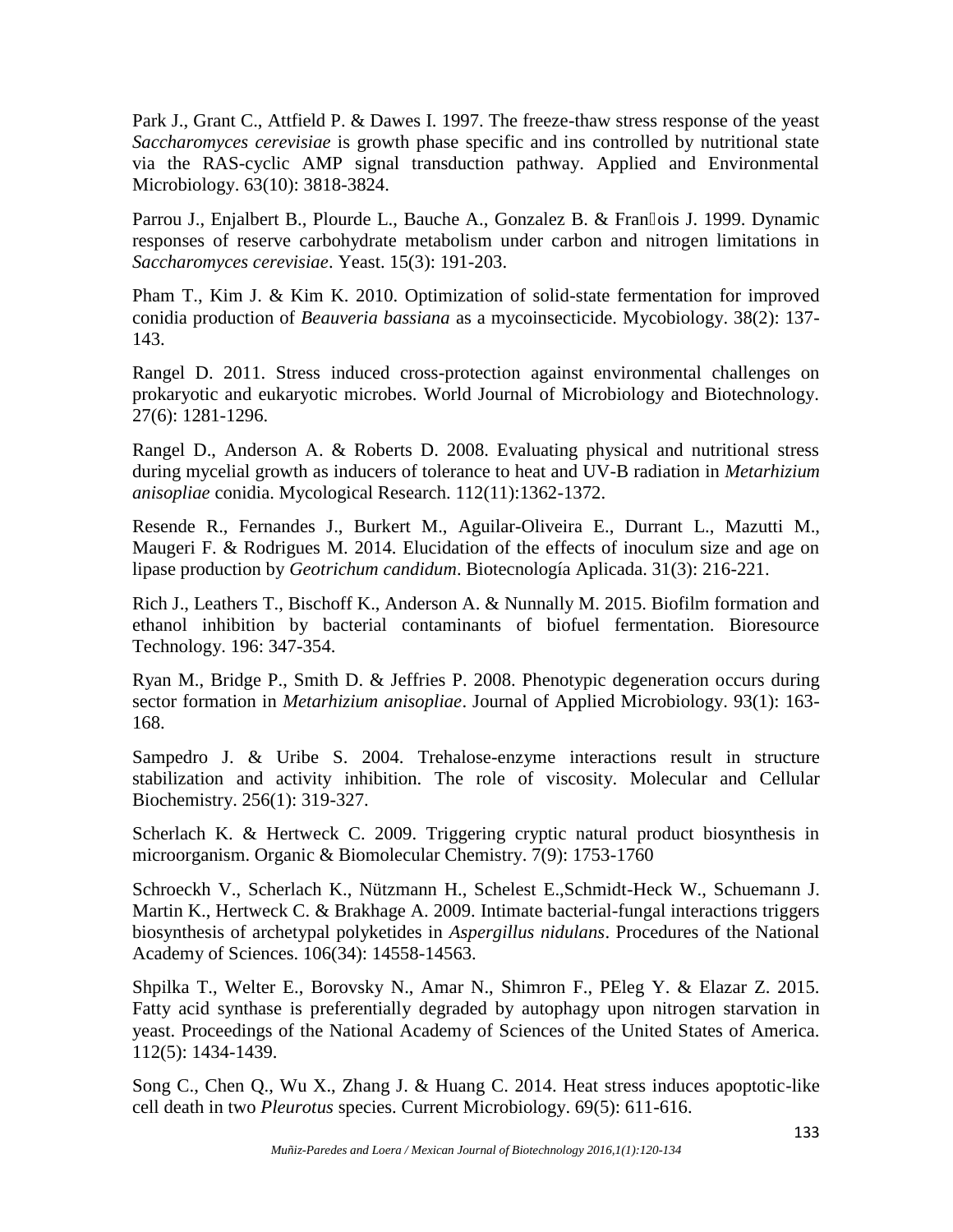Park J., Grant C., Attfield P. & Dawes I. 1997. The freeze-thaw stress response of the yeast *Saccharomyces cerevisiae* is growth phase specific and ins controlled by nutritional state via the RAS-cyclic AMP signal transduction pathway. Applied and Environmental Microbiology. 63(10): 3818-3824.

Parrou J., Enjalbert B., Plourde L., Bauche A., Gonzalez B. & Fran□ois J. 1999. Dynamic responses of reserve carbohydrate metabolism under carbon and nitrogen limitations in *Saccharomyces cerevisiae*. Yeast. 15(3): 191-203.

Pham T., Kim J. & Kim K. 2010. Optimization of solid-state fermentation for improved conidia production of *Beauveria bassiana* as a mycoinsecticide. Mycobiology. 38(2): 137-143.

Rangel D. 2011. Stress induced cross-protection against environmental challenges on prokaryotic and eukaryotic microbes. World Journal of Microbiology and Biotechnology. 27(6): 1281-1296.

Rangel D., Anderson A. & Roberts D. 2008. Evaluating physical and nutritional stress during mycelial growth as inducers of tolerance to heat and UV-B radiation in *Metarhizium anisopliae* conidia. Mycological Research. 112(11):1362-1372.

Resende R., Fernandes J., Burkert M., Aguilar-Oliveira E., Durrant L., Mazutti M., Maugeri F. & Rodrigues M. 2014. Elucidation of the effects of inoculum size and age on lipase production by *Geotrichum candidum*. Biotecnología Aplicada. 31(3): 216-221.

Rich J., Leathers T., Bischoff K., Anderson A. & Nunnally M. 2015. Biofilm formation and ethanol inhibition by bacterial contaminants of biofuel fermentation. Bioresource Technology. 196: 347-354.

Ryan M., Bridge P., Smith D. & Jeffries P. 2008. Phenotypic degeneration occurs during sector formation in *Metarhizium anisopliae*. Journal of Applied Microbiology. 93(1): 163-168.

Sampedro J. & Uribe S. 2004. Trehalose-enzyme interactions result in structure stabilization and activity inhibition. The role of viscosity. Molecular and Cellular Biochemistry. 256(1): 319-327.

Scherlach K. & Hertweck C. 2009. Triggering cryptic natural product biosynthesis in microorganism. Organic & Biomolecular Chemistry. 7(9): 1753-1760

Schroeckh V., Scherlach K., Nützmann H., Schelest E.,Schmidt-Heck W., Schuemann J. Martin K., Hertweck C. & Brakhage A. 2009. Intimate bacterial-fungal interactions triggers biosynthesis of archetypal polyketides in *Aspergillus nidulans*. Procedures of the National Academy of Sciences. 106(34): 14558-14563.

Shpilka T., Welter E., Borovsky N., Amar N., Shimron F., PEleg Y. & Elazar Z. 2015. Fatty acid synthase is preferentially degraded by autophagy upon nitrogen starvation in yeast. Proceedings of the National Academy of Sciences of the United States of America. 112(5): 1434-1439.

Song C., Chen Q., Wu X., Zhang J. & Huang C. 2014. Heat stress induces apoptotic-like cell death in two *Pleurotus* species. Current Microbiology. 69(5): 611-616.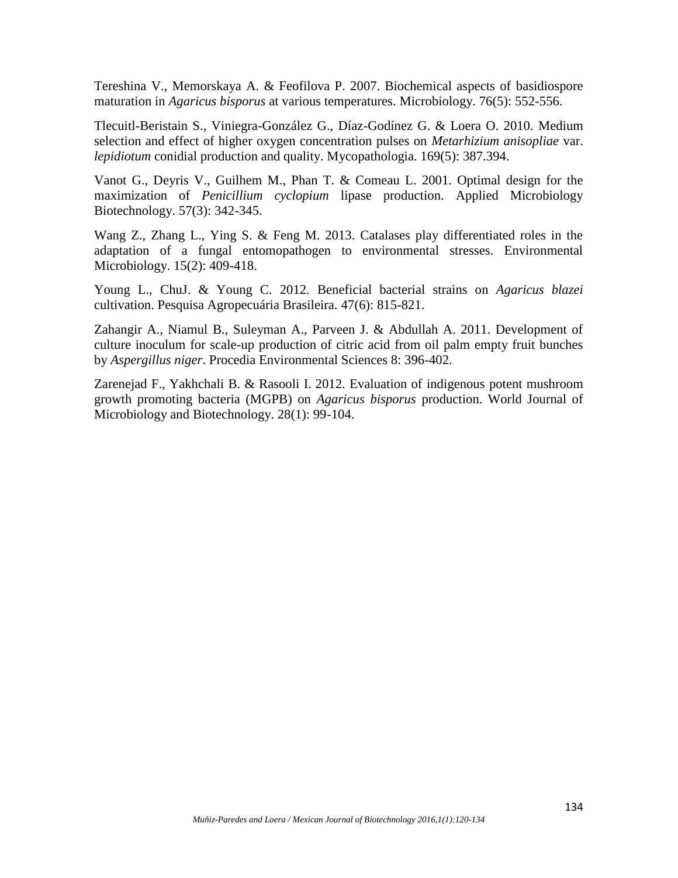Tereshina V., Memorskaya A. & Feofilova P. 2007. Biochemical aspects of basidiospore maturation in *Agaricus bisporus* at various temperatures. Microbiology. 76(5): 552-556.

Tlecuitl-Beristain S., Viniegra-González G., Díaz-Godínez G. & Loera O. 2010. Medium selection and effect of higher oxygen concentration pulses on *Metarhizium anisopliae* var. *lepidiotum* conidial production and quality. Mycopathologia. 169(5): 387.394.

Vanot G., Deyris V., Guilhem M., Phan T. & Comeau L. 2001. Optimal design for the maximization of *Penicillium cyclopium* lipase production. Applied Microbiology Biotechnology. 57(3): 342-345.

Wang Z., Zhang L., Ying S. & Feng M. 2013. Catalases play differentiated roles in the adaptation of a fungal entomopathogen to environmental stresses. Environmental Microbiology. 15(2): 409-418.

Young L., ChuJ. & Young C. 2012. Beneficial bacterial strains on *Agaricus blazei* cultivation. Pesquisa Agropecuária Brasileira. 47(6): 815-821.

Zahangir A., Niamul B., Suleyman A., Parveen J. & Abdullah A. 2011. Development of culture inoculum for scale-up production of citric acid from oil palm empty fruit bunches by *Aspergillus niger*. Procedia Environmental Sciences 8: 396-402.

Zarenejad F., Yakhchali B. & Rasooli I. 2012. Evaluation of indigenous potent mushroom growth promoting bacteria (MGPB) on *Agaricus bisporus* production. World Journal of Microbiology and Biotechnology. 28(1): 99-104.